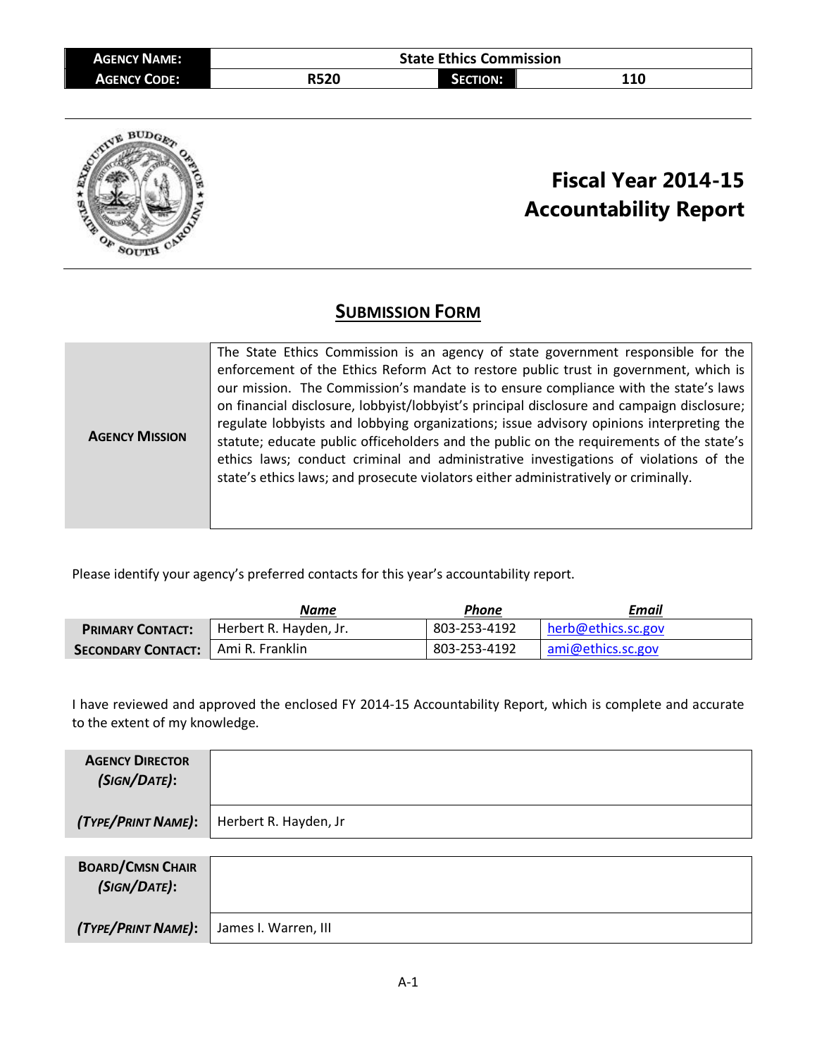| **AGENCY NAME:** | State Ethics Commission | | |
|---|---|---|---|
| **AGENCY CODE:** | R520 | **SECTION:** | 110 |

# Fiscal Year 2014-15 Accountability Report

## SUBMISSION FORM

| | |
|---|---|
| **AGENCY MISSION** | The State Ethics Commission is an agency of state government responsible for the enforcement of the Ethics Reform Act to restore public trust in government, which is our mission. The Commission's mandate is to ensure compliance with the state's laws on financial disclosure, lobbyist/lobbyist's principal disclosure and campaign disclosure; regulate lobbyists and lobbying organizations; issue advisory opinions interpreting the statute; educate public officeholders and the public on the requirements of the state's ethics laws; conduct criminal and administrative investigations of violations of the state's ethics laws; and prosecute violators either administratively or criminally. |

Please identify your agency's preferred contacts for this year's accountability report.

| | *Name* | *Phone* | *Email* |
|---|---|---|---|
| **PRIMARY CONTACT:** | Herbert R. Hayden, Jr. | 803-253-4192 | herb@ethics.sc.gov |
| **SECONDARY CONTACT:** | Ami R. Franklin | 803-253-4192 | ami@ethics.sc.gov |

I have reviewed and approved the enclosed FY 2014-15 Accountability Report, which is complete and accurate to the extent of my knowledge.

| | |
|---|---|
| **AGENCY DIRECTOR** *(SIGN/DATE)*: | |
| *(TYPE/PRINT NAME)*: | Herbert R. Hayden, Jr |

| | |
|---|---|
| **BOARD/CMSN CHAIR** *(SIGN/DATE)*: | |
| *(TYPE/PRINT NAME)*: | James I. Warren, III |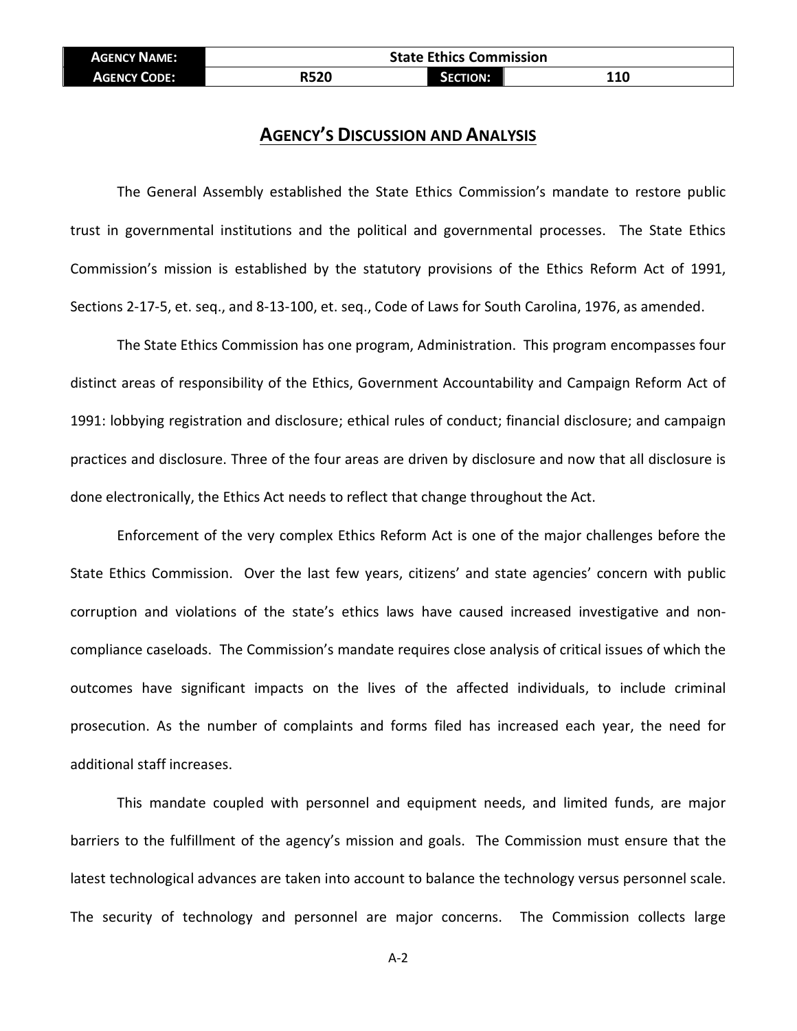| AGENCY NAME: | State Ethics Commission | | |
| --- | --- | --- | --- |
| AGENCY CODE: | R520 | SECTION: | 110 |

## AGENCY'S DISCUSSION AND ANALYSIS

The General Assembly established the State Ethics Commission's mandate to restore public trust in governmental institutions and the political and governmental processes. The State Ethics Commission's mission is established by the statutory provisions of the Ethics Reform Act of 1991, Sections 2-17-5, et. seq., and 8-13-100, et. seq., Code of Laws for South Carolina, 1976, as amended.

The State Ethics Commission has one program, Administration. This program encompasses four distinct areas of responsibility of the Ethics, Government Accountability and Campaign Reform Act of 1991: lobbying registration and disclosure; ethical rules of conduct; financial disclosure; and campaign practices and disclosure. Three of the four areas are driven by disclosure and now that all disclosure is done electronically, the Ethics Act needs to reflect that change throughout the Act.

Enforcement of the very complex Ethics Reform Act is one of the major challenges before the State Ethics Commission. Over the last few years, citizens' and state agencies' concern with public corruption and violations of the state's ethics laws have caused increased investigative and non-compliance caseloads. The Commission's mandate requires close analysis of critical issues of which the outcomes have significant impacts on the lives of the affected individuals, to include criminal prosecution. As the number of complaints and forms filed has increased each year, the need for additional staff increases.

This mandate coupled with personnel and equipment needs, and limited funds, are major barriers to the fulfillment of the agency's mission and goals. The Commission must ensure that the latest technological advances are taken into account to balance the technology versus personnel scale. The security of technology and personnel are major concerns. The Commission collects large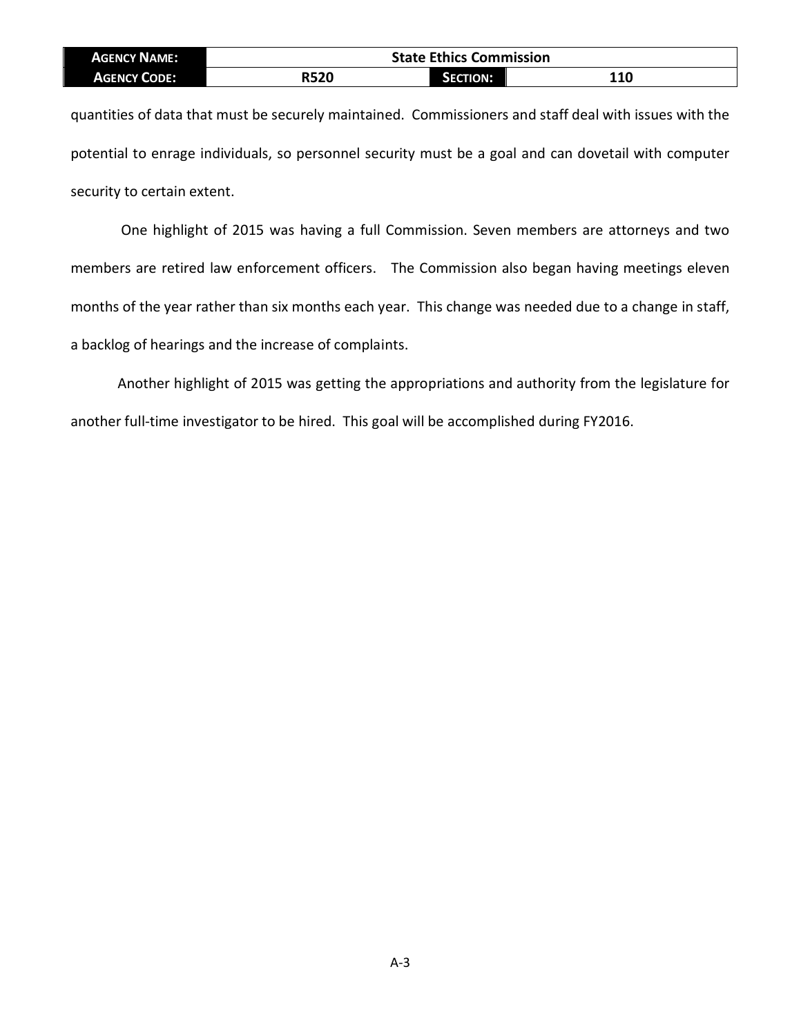quantities of data that must be securely maintained. Commissioners and staff deal with issues with the potential to enrage individuals, so personnel security must be a goal and can dovetail with computer security to certain extent.

One highlight of 2015 was having a full Commission. Seven members are attorneys and two members are retired law enforcement officers. The Commission also began having meetings eleven months of the year rather than six months each year. This change was needed due to a change in staff, a backlog of hearings and the increase of complaints.

Another highlight of 2015 was getting the appropriations and authority from the legislature for another full-time investigator to be hired. This goal will be accomplished during FY2016.